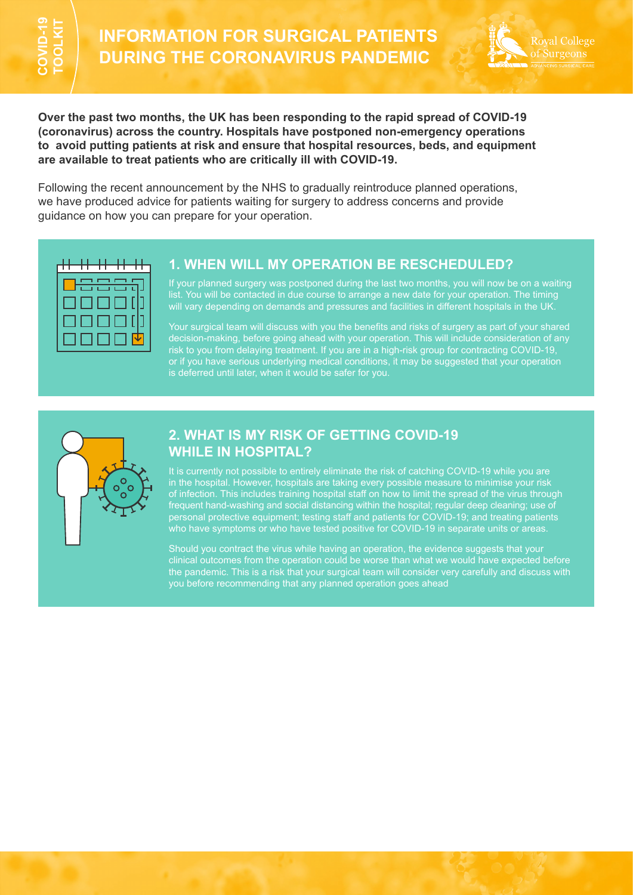# INFORMATION FOR SURGICAL PATIENTS DURING THE CORONAVIRUS PANDEMIC

COVID-19 TOOLKIT

**Over the past two months, the UK has been responding to the rapid spread of COVID-19 (coronavirus) across the country. Hospitals have postponed non-emergency operations to avoid putting patients at risk and ensure that hospital resources, beds, and equipment are available to treat patients who are critically ill with COVID-19.**

Following the recent announcement by the NHS to gradually reintroduce planned operations, we have produced advice for patients waiting for surgery to address concerns and provide guidance on how you can prepare for your operation.

## 1. WHEN WILL MY OPERATION BE RESCHEDULED?

If your planned surgery was postponed during the last two months, you will now be on a waiting list. You will be contacted in due course to arrange a new date for your operation. The timing will vary depending on demands and pressures and facilities in different hospitals in the UK.

Your surgical team will discuss with you the benefits and risks of surgery as part of your shared decision-making, before going ahead with your operation. This will include consideration of any risk to you from delaying treatment. If you are in a high-risk group for contracting COVID-19, or if you have serious underlying medical conditions, it may be suggested that your operation is deferred until later, when it would be safer for you.

## 2. WHAT IS MY RISK OF GETTING COVID-19 WHILE IN HOSPITAL?

It is currently not possible to entirely eliminate the risk of catching COVID-19 while you are in the hospital. However, hospitals are taking every possible measure to minimise your risk of infection. This includes training hospital staff on how to limit the spread of the virus through frequent hand-washing and social distancing within the hospital; regular deep cleaning; use of personal protective equipment; testing staff and patients for COVID-19; and treating patients who have symptoms or who have tested positive for COVID-19 in separate units or areas.

Should you contract the virus while having an operation, the evidence suggests that your clinical outcomes from the operation could be worse than what we would have expected before the pandemic. This is a risk that your surgical team will consider very carefully and discuss with you before recommending that any planned operation goes ahead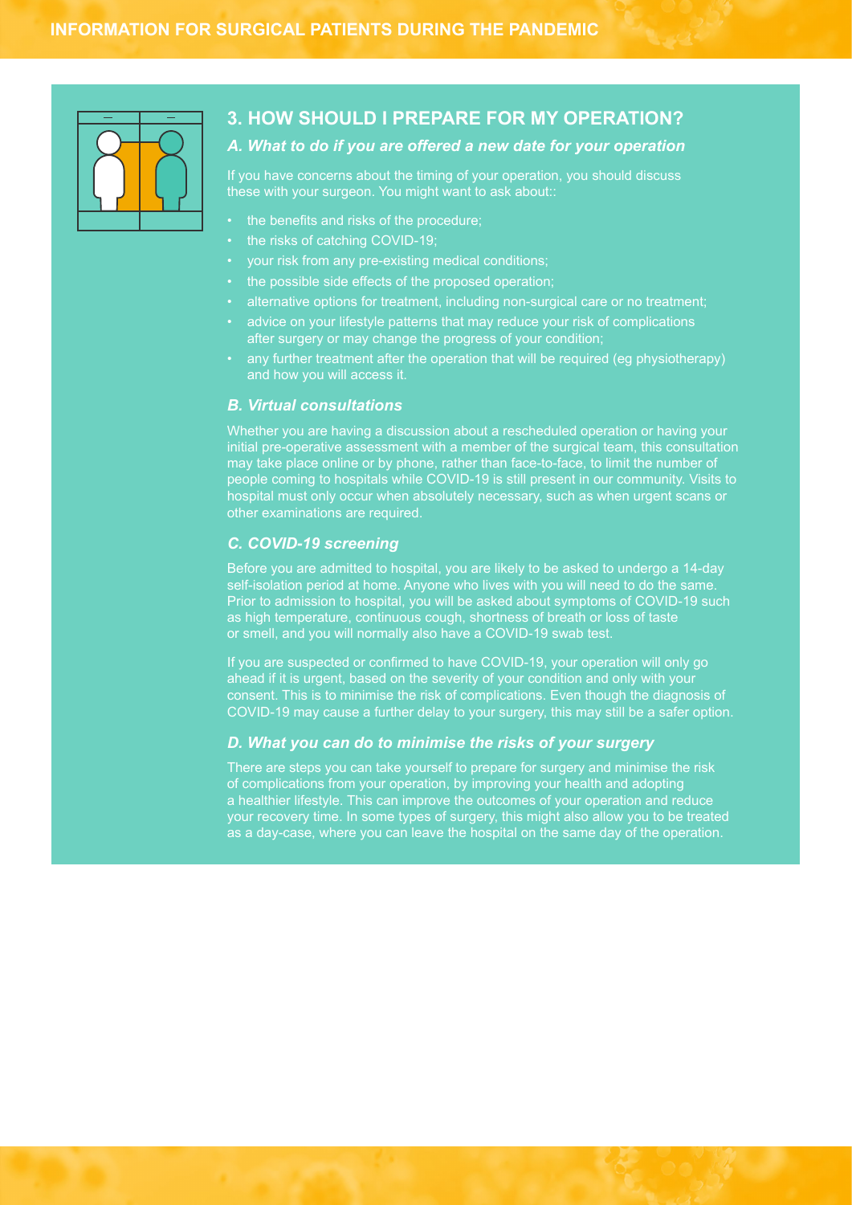## 3. HOW SHOULD I PREPARE FOR MY OPERATION?

### *A. What to do if you are offered a new date for your operation*

If you have concerns about the timing of your operation, you should discuss these with your surgeon. You might want to ask about::

- the benefits and risks of the procedure;
- the risks of catching COVID-19;
- your risk from any pre-existing medical conditions;
- the possible side effects of the proposed operation;
- alternative options for treatment, including non-surgical care or no treatment;
- advice on your lifestyle patterns that may reduce your risk of complications after surgery or may change the progress of your condition;
- any further treatment after the operation that will be required (eg physiotherapy) and how you will access it.

### *B. Virtual consultations*

Whether you are having a discussion about a rescheduled operation or having your initial pre-operative assessment with a member of the surgical team, this consultation may take place online or by phone, rather than face-to-face, to limit the number of people coming to hospitals while COVID-19 is still present in our community. Visits to hospital must only occur when absolutely necessary, such as when urgent scans or other examinations are required.

### *C. COVID-19 screening*

Before you are admitted to hospital, you are likely to be asked to undergo a 14-day self-isolation period at home. Anyone who lives with you will need to do the same. Prior to admission to hospital, you will be asked about symptoms of COVID-19 such as high temperature, continuous cough, shortness of breath or loss of taste or smell, and you will normally also have a COVID-19 swab test.

If you are suspected or confirmed to have COVID-19, your operation will only go ahead if it is urgent, based on the severity of your condition and only with your consent. This is to minimise the risk of complications. Even though the diagnosis of COVID-19 may cause a further delay to your surgery, this may still be a safer option.

### *D. What you can do to minimise the risks of your surgery*

There are steps you can take yourself to prepare for surgery and minimise the risk of complications from your operation, by improving your health and adopting a healthier lifestyle. This can improve the outcomes of your operation and reduce your recovery time. In some types of surgery, this might also allow you to be treated as a day-case, where you can leave the hospital on the same day of the operation.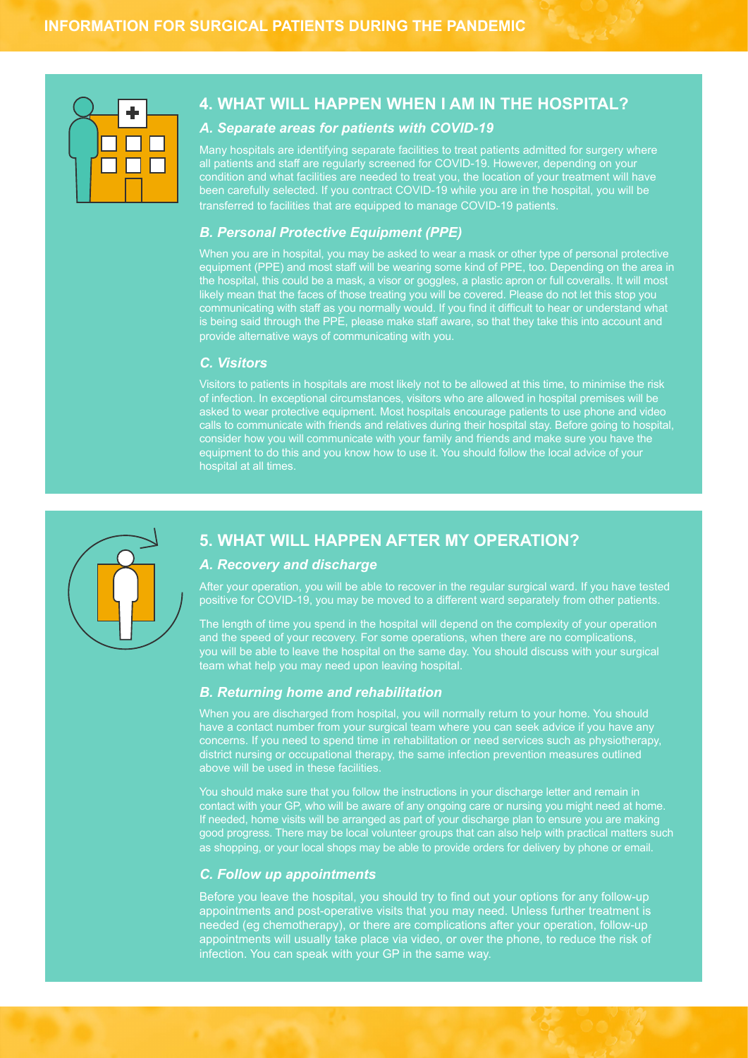## 4. WHAT WILL HAPPEN WHEN I AM IN THE HOSPITAL?

### *A. Separate areas for patients with COVID-19*

Many hospitals are identifying separate facilities to treat patients admitted for surgery where all patients and staff are regularly screened for COVID-19. However, depending on your condition and what facilities are needed to treat you, the location of your treatment will have been carefully selected. If you contract COVID-19 while you are in the hospital, you will be transferred to facilities that are equipped to manage COVID-19 patients.

### *B. Personal Protective Equipment (PPE)*

When you are in hospital, you may be asked to wear a mask or other type of personal protective equipment (PPE) and most staff will be wearing some kind of PPE, too. Depending on the area in the hospital, this could be a mask, a visor or goggles, a plastic apron or full coveralls. It will most likely mean that the faces of those treating you will be covered. Please do not let this stop you communicating with staff as you normally would. If you find it difficult to hear or understand what is being said through the PPE, please make staff aware, so that they take this into account and provide alternative ways of communicating with you.

### *C. Visitors*

Visitors to patients in hospitals are most likely not to be allowed at this time, to minimise the risk of infection. In exceptional circumstances, visitors who are allowed in hospital premises will be asked to wear protective equipment. Most hospitals encourage patients to use phone and video calls to communicate with friends and relatives during their hospital stay. Before going to hospital, consider how you will communicate with your family and friends and make sure you have the equipment to do this and you know how to use it. You should follow the local advice of your hospital at all times.

## 5. WHAT WILL HAPPEN AFTER MY OPERATION?

### *A. Recovery and discharge*

After your operation, you will be able to recover in the regular surgical ward. If you have tested positive for COVID-19, you may be moved to a different ward separately from other patients.

The length of time you spend in the hospital will depend on the complexity of your operation and the speed of your recovery. For some operations, when there are no complications, you will be able to leave the hospital on the same day. You should discuss with your surgical team what help you may need upon leaving hospital.

### *B. Returning home and rehabilitation*

When you are discharged from hospital, you will normally return to your home. You should have a contact number from your surgical team where you can seek advice if you have any concerns. If you need to spend time in rehabilitation or need services such as physiotherapy, district nursing or occupational therapy, the same infection prevention measures outlined above will be used in these facilities.

You should make sure that you follow the instructions in your discharge letter and remain in contact with your GP, who will be aware of any ongoing care or nursing you might need at home. If needed, home visits will be arranged as part of your discharge plan to ensure you are making good progress. There may be local volunteer groups that can also help with practical matters such as shopping, or your local shops may be able to provide orders for delivery by phone or email.

### *C. Follow up appointments*

Before you leave the hospital, you should try to find out your options for any follow-up appointments and post-operative visits that you may need. Unless further treatment is needed (eg chemotherapy), or there are complications after your operation, follow-up appointments will usually take place via video, or over the phone, to reduce the risk of infection. You can speak with your GP in the same way.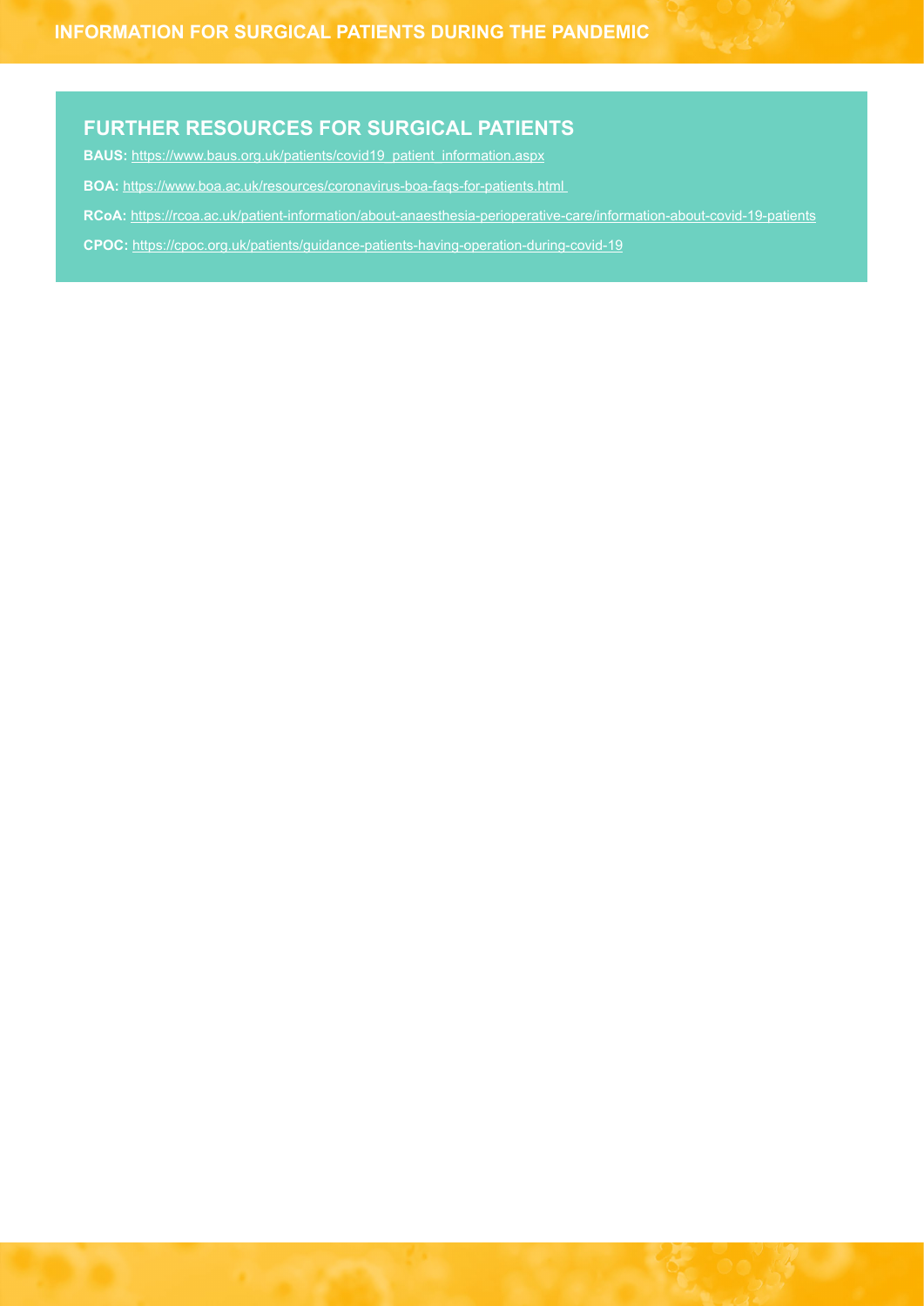## FURTHER RESOURCES FOR SURGICAL PATIENTS

**BAUS:** https://www.baus.org.uk/patients/covid19_patient_information.aspx

**BOA:** https://www.boa.ac.uk/resources/coronavirus-boa-faqs-for-patients.html

**RCoA:** https://rcoa.ac.uk/patient-information/about-anaesthesia-perioperative-care/information-about-covid-19-patients

**CPOC:** https://cpoc.org.uk/patients/guidance-patients-having-operation-during-covid-19